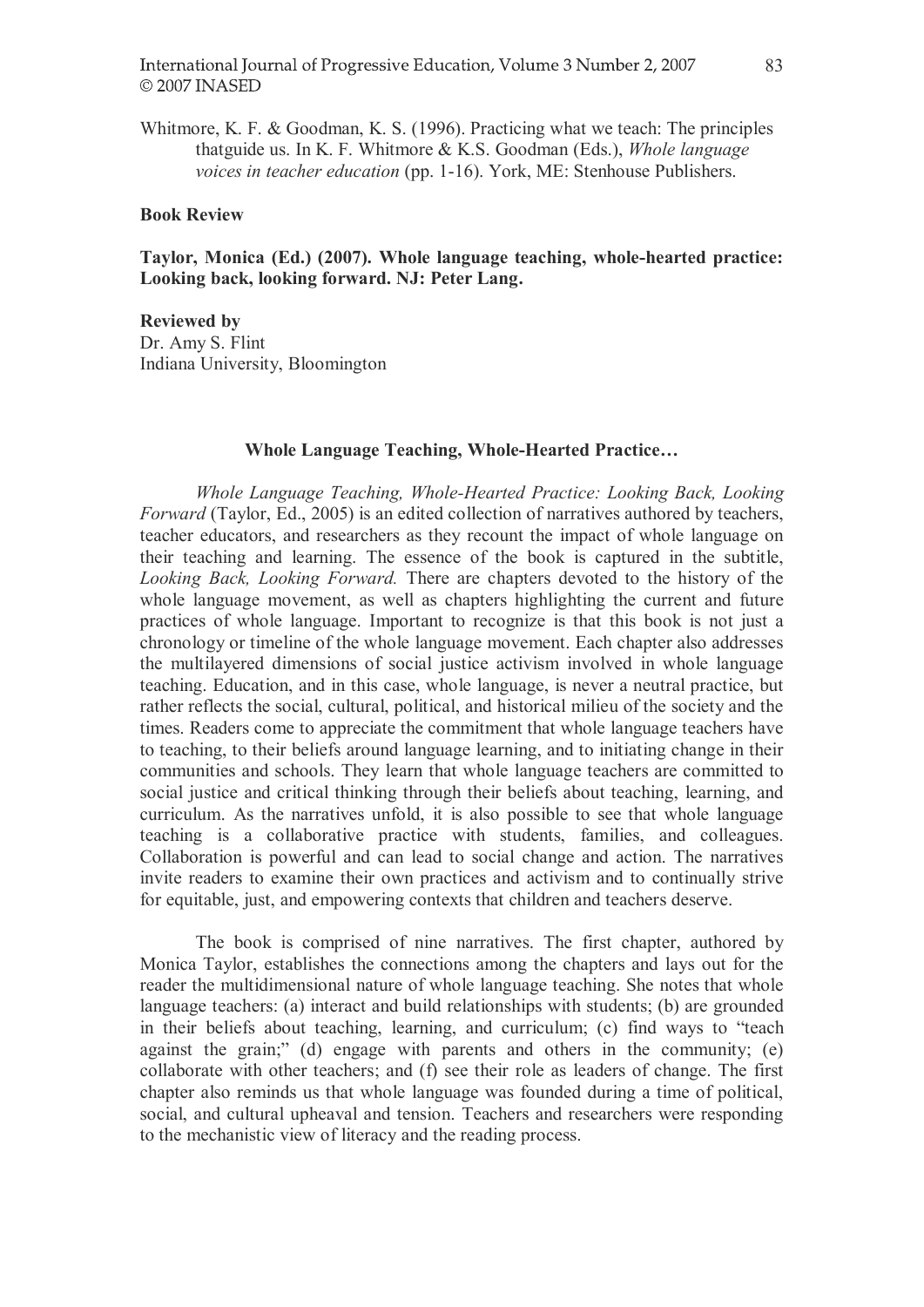Whitmore, K. F. & Goodman, K. S. (1996). Practicing what we teach: The principles thatguide us. In K. F. Whitmore & K.S. Goodman (Eds.), *Whole language voices in teacher education* (pp. 1-16). York, ME: Stenhouse Publishers.

**Book Review**

**Taylor, Monica (Ed.) (2007). Whole language teaching, whole-hearted practice: Looking back, looking forward. NJ: Peter Lang.**

**Reviewed by**
Dr. Amy S. Flint
Indiana University, Bloomington

## Whole Language Teaching, Whole-Hearted Practice…

*Whole Language Teaching, Whole-Hearted Practice: Looking Back, Looking Forward* (Taylor, Ed., 2005) is an edited collection of narratives authored by teachers, teacher educators, and researchers as they recount the impact of whole language on their teaching and learning. The essence of the book is captured in the subtitle, *Looking Back, Looking Forward.* There are chapters devoted to the history of the whole language movement, as well as chapters highlighting the current and future practices of whole language. Important to recognize is that this book is not just a chronology or timeline of the whole language movement. Each chapter also addresses the multilayered dimensions of social justice activism involved in whole language teaching. Education, and in this case, whole language, is never a neutral practice, but rather reflects the social, cultural, political, and historical milieu of the society and the times. Readers come to appreciate the commitment that whole language teachers have to teaching, to their beliefs around language learning, and to initiating change in their communities and schools. They learn that whole language teachers are committed to social justice and critical thinking through their beliefs about teaching, learning, and curriculum. As the narratives unfold, it is also possible to see that whole language teaching is a collaborative practice with students, families, and colleagues. Collaboration is powerful and can lead to social change and action. The narratives invite readers to examine their own practices and activism and to continually strive for equitable, just, and empowering contexts that children and teachers deserve.

The book is comprised of nine narratives. The first chapter, authored by Monica Taylor, establishes the connections among the chapters and lays out for the reader the multidimensional nature of whole language teaching. She notes that whole language teachers: (a) interact and build relationships with students; (b) are grounded in their beliefs about teaching, learning, and curriculum; (c) find ways to "teach against the grain;" (d) engage with parents and others in the community; (e) collaborate with other teachers; and (f) see their role as leaders of change. The first chapter also reminds us that whole language was founded during a time of political, social, and cultural upheaval and tension. Teachers and researchers were responding to the mechanistic view of literacy and the reading process.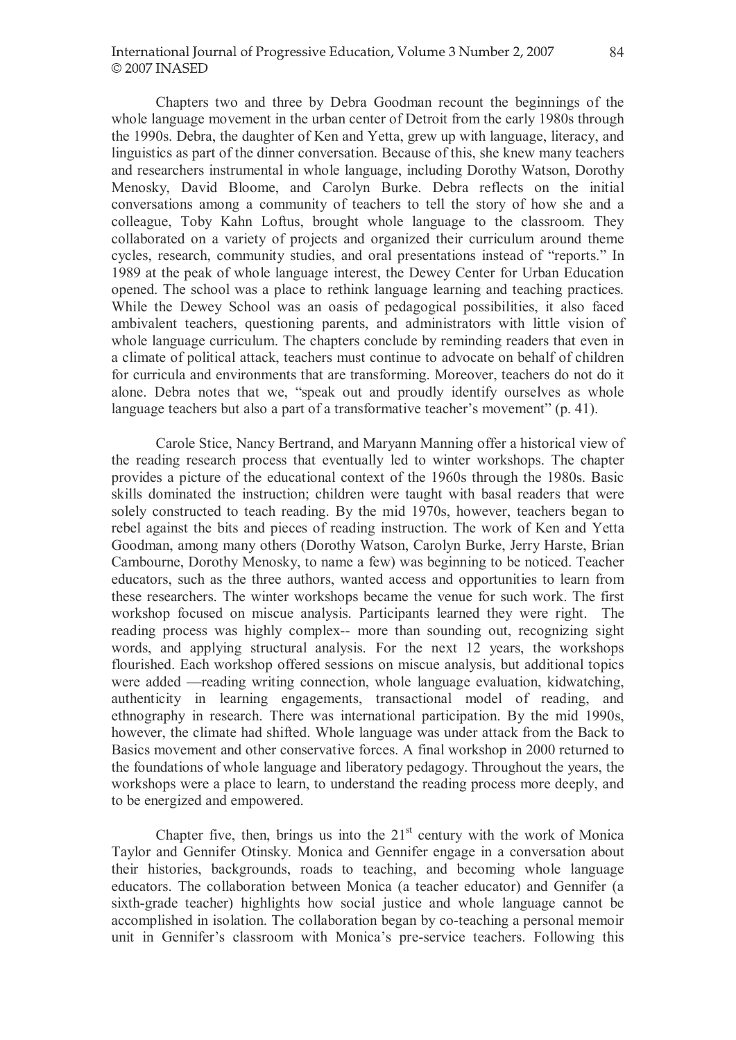Chapters two and three by Debra Goodman recount the beginnings of the whole language movement in the urban center of Detroit from the early 1980s through the 1990s. Debra, the daughter of Ken and Yetta, grew up with language, literacy, and linguistics as part of the dinner conversation. Because of this, she knew many teachers and researchers instrumental in whole language, including Dorothy Watson, Dorothy Menosky, David Bloome, and Carolyn Burke. Debra reflects on the initial conversations among a community of teachers to tell the story of how she and a colleague, Toby Kahn Loftus, brought whole language to the classroom. They collaborated on a variety of projects and organized their curriculum around theme cycles, research, community studies, and oral presentations instead of "reports." In 1989 at the peak of whole language interest, the Dewey Center for Urban Education opened. The school was a place to rethink language learning and teaching practices. While the Dewey School was an oasis of pedagogical possibilities, it also faced ambivalent teachers, questioning parents, and administrators with little vision of whole language curriculum. The chapters conclude by reminding readers that even in a climate of political attack, teachers must continue to advocate on behalf of children for curricula and environments that are transforming. Moreover, teachers do not do it alone. Debra notes that we, "speak out and proudly identify ourselves as whole language teachers but also a part of a transformative teacher's movement" (p. 41).

Carole Stice, Nancy Bertrand, and Maryann Manning offer a historical view of the reading research process that eventually led to winter workshops. The chapter provides a picture of the educational context of the 1960s through the 1980s. Basic skills dominated the instruction; children were taught with basal readers that were solely constructed to teach reading. By the mid 1970s, however, teachers began to rebel against the bits and pieces of reading instruction. The work of Ken and Yetta Goodman, among many others (Dorothy Watson, Carolyn Burke, Jerry Harste, Brian Cambourne, Dorothy Menosky, to name a few) was beginning to be noticed. Teacher educators, such as the three authors, wanted access and opportunities to learn from these researchers. The winter workshops became the venue for such work. The first workshop focused on miscue analysis. Participants learned they were right. The reading process was highly complex-- more than sounding out, recognizing sight words, and applying structural analysis. For the next 12 years, the workshops flourished. Each workshop offered sessions on miscue analysis, but additional topics were added —reading writing connection, whole language evaluation, kidwatching, authenticity in learning engagements, transactional model of reading, and ethnography in research. There was international participation. By the mid 1990s, however, the climate had shifted. Whole language was under attack from the Back to Basics movement and other conservative forces. A final workshop in 2000 returned to the foundations of whole language and liberatory pedagogy. Throughout the years, the workshops were a place to learn, to understand the reading process more deeply, and to be energized and empowered.

Chapter five, then, brings us into the 21st century with the work of Monica Taylor and Gennifer Otinsky. Monica and Gennifer engage in a conversation about their histories, backgrounds, roads to teaching, and becoming whole language educators. The collaboration between Monica (a teacher educator) and Gennifer (a sixth-grade teacher) highlights how social justice and whole language cannot be accomplished in isolation. The collaboration began by co-teaching a personal memoir unit in Gennifer's classroom with Monica's pre-service teachers. Following this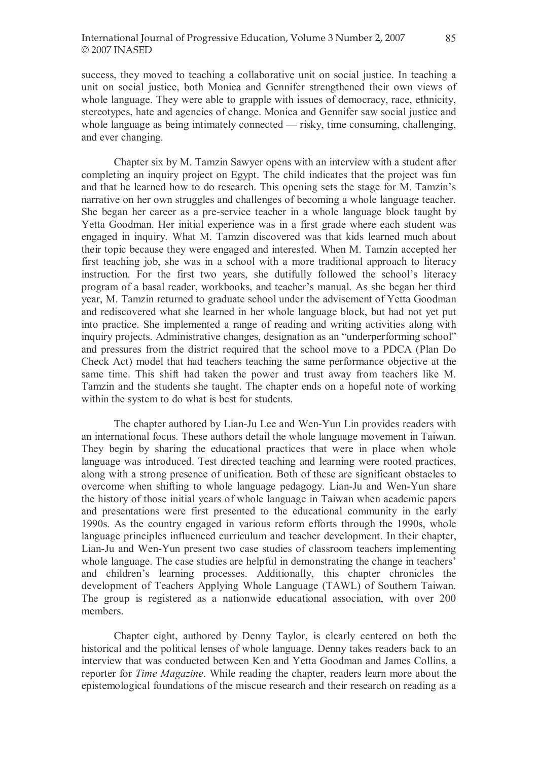success, they moved to teaching a collaborative unit on social justice. In teaching a unit on social justice, both Monica and Gennifer strengthened their own views of whole language. They were able to grapple with issues of democracy, race, ethnicity, stereotypes, hate and agencies of change. Monica and Gennifer saw social justice and whole language as being intimately connected — risky, time consuming, challenging, and ever changing.

Chapter six by M. Tamzin Sawyer opens with an interview with a student after completing an inquiry project on Egypt. The child indicates that the project was fun and that he learned how to do research. This opening sets the stage for M. Tamzin's narrative on her own struggles and challenges of becoming a whole language teacher. She began her career as a pre-service teacher in a whole language block taught by Yetta Goodman. Her initial experience was in a first grade where each student was engaged in inquiry. What M. Tamzin discovered was that kids learned much about their topic because they were engaged and interested. When M. Tamzin accepted her first teaching job, she was in a school with a more traditional approach to literacy instruction. For the first two years, she dutifully followed the school's literacy program of a basal reader, workbooks, and teacher's manual. As she began her third year, M. Tamzin returned to graduate school under the advisement of Yetta Goodman and rediscovered what she learned in her whole language block, but had not yet put into practice. She implemented a range of reading and writing activities along with inquiry projects. Administrative changes, designation as an "underperforming school" and pressures from the district required that the school move to a PDCA (Plan Do Check Act) model that had teachers teaching the same performance objective at the same time. This shift had taken the power and trust away from teachers like M. Tamzin and the students she taught. The chapter ends on a hopeful note of working within the system to do what is best for students.

The chapter authored by Lian-Ju Lee and Wen-Yun Lin provides readers with an international focus. These authors detail the whole language movement in Taiwan. They begin by sharing the educational practices that were in place when whole language was introduced. Test directed teaching and learning were rooted practices, along with a strong presence of unification. Both of these are significant obstacles to overcome when shifting to whole language pedagogy. Lian-Ju and Wen-Yun share the history of those initial years of whole language in Taiwan when academic papers and presentations were first presented to the educational community in the early 1990s. As the country engaged in various reform efforts through the 1990s, whole language principles influenced curriculum and teacher development. In their chapter, Lian-Ju and Wen-Yun present two case studies of classroom teachers implementing whole language. The case studies are helpful in demonstrating the change in teachers' and children's learning processes. Additionally, this chapter chronicles the development of Teachers Applying Whole Language (TAWL) of Southern Taiwan. The group is registered as a nationwide educational association, with over 200 members.

Chapter eight, authored by Denny Taylor, is clearly centered on both the historical and the political lenses of whole language. Denny takes readers back to an interview that was conducted between Ken and Yetta Goodman and James Collins, a reporter for *Time Magazine*. While reading the chapter, readers learn more about the epistemological foundations of the miscue research and their research on reading as a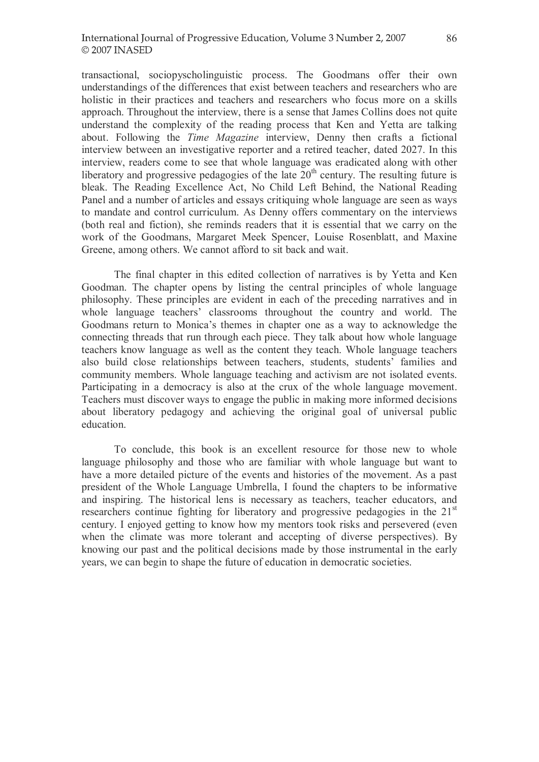transactional, sociopyscholinguistic process. The Goodmans offer their own understandings of the differences that exist between teachers and researchers who are holistic in their practices and teachers and researchers who focus more on a skills approach. Throughout the interview, there is a sense that James Collins does not quite understand the complexity of the reading process that Ken and Yetta are talking about. Following the *Time Magazine* interview, Denny then crafts a fictional interview between an investigative reporter and a retired teacher, dated 2027. In this interview, readers come to see that whole language was eradicated along with other liberatory and progressive pedagogies of the late 20th century. The resulting future is bleak. The Reading Excellence Act, No Child Left Behind, the National Reading Panel and a number of articles and essays critiquing whole language are seen as ways to mandate and control curriculum. As Denny offers commentary on the interviews (both real and fiction), she reminds readers that it is essential that we carry on the work of the Goodmans, Margaret Meek Spencer, Louise Rosenblatt, and Maxine Greene, among others. We cannot afford to sit back and wait.

The final chapter in this edited collection of narratives is by Yetta and Ken Goodman. The chapter opens by listing the central principles of whole language philosophy. These principles are evident in each of the preceding narratives and in whole language teachers' classrooms throughout the country and world. The Goodmans return to Monica's themes in chapter one as a way to acknowledge the connecting threads that run through each piece. They talk about how whole language teachers know language as well as the content they teach. Whole language teachers also build close relationships between teachers, students, students' families and community members. Whole language teaching and activism are not isolated events. Participating in a democracy is also at the crux of the whole language movement. Teachers must discover ways to engage the public in making more informed decisions about liberatory pedagogy and achieving the original goal of universal public education.

To conclude, this book is an excellent resource for those new to whole language philosophy and those who are familiar with whole language but want to have a more detailed picture of the events and histories of the movement. As a past president of the Whole Language Umbrella, I found the chapters to be informative and inspiring. The historical lens is necessary as teachers, teacher educators, and researchers continue fighting for liberatory and progressive pedagogies in the 21st century. I enjoyed getting to know how my mentors took risks and persevered (even when the climate was more tolerant and accepting of diverse perspectives). By knowing our past and the political decisions made by those instrumental in the early years, we can begin to shape the future of education in democratic societies.